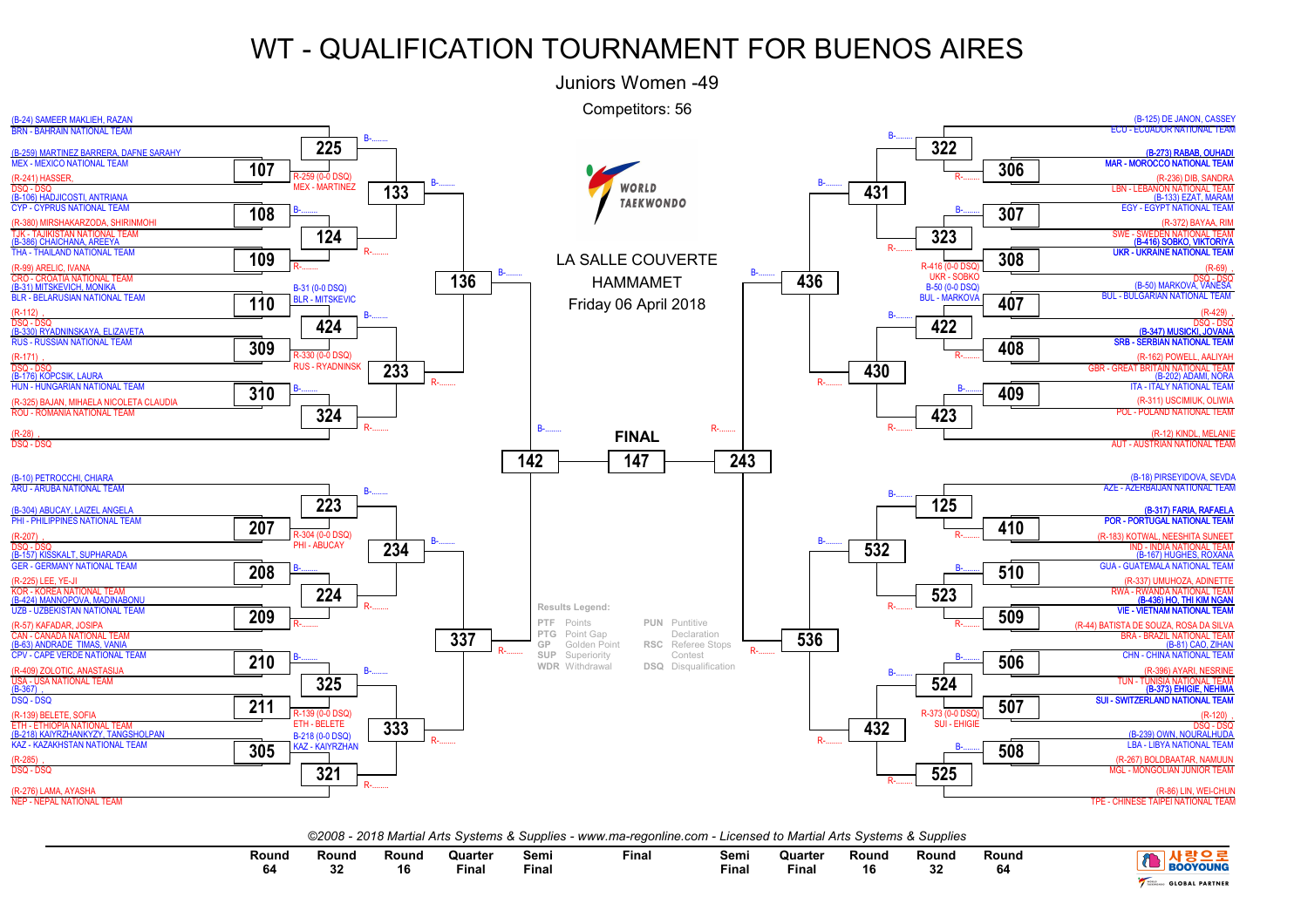# WT - QUALIFICATION TOURNAMENT FOR BUENOS AIRES

## Juniors Women -49

Competitors: 56

LA SALLE COUVERTE
HAMMAMET
Friday 06 April 2018

### Left side of bracket

| Match | Competitor | Team | Result |
|---|---|---|---|
| 225 | (B-24) SAMEER MAKLIEH, RAZAN | BRN - BAHRAIN NATIONAL TEAM | |
| 107 | (B-259) MARTINEZ BARRERA, DAFNE SARAHY | MEX - MEXICO NATIONAL TEAM | R-259 (0-0 DSQ) MEX - MARTINEZ |
| 107 | (R-241) HASSER, | DSQ - DSQ | |
| 108 | (B-106) HADJICOSTI, ANTRIANA | CYP - CYPRUS NATIONAL TEAM | |
| 108 | (R-380) MIRSHAKARZODA, SHIRINMOHI | TJK - TAJIKISTAN NATIONAL TEAM | |
| 109 | (B-386) CHAICHANA, AREEYA | THA - THAILAND NATIONAL TEAM | |
| 109 | (R-99) ARELIC, IVANA | CRO - CROATIA NATIONAL TEAM | |
| 110 | (B-31) MITSKEVICH, MONIKA | BLR - BELARUSIAN NATIONAL TEAM | B-31 (0-0 DSQ) BLR - MITSKEVIC |
| 110 | (R-112) , | DSQ - DSQ | |
| 309 | (B-330) RYADNINSKAYA, ELIZAVETA | RUS - RUSSIAN NATIONAL TEAM | R-330 (0-0 DSQ) RUS - RYADNINSK |
| 309 | (R-171) , | DSQ - DSQ | |
| 310 | (B-176) KOPCSIK, LAURA | HUN - HUNGARIAN NATIONAL TEAM | |
| 310 | (R-325) BAJAN, MIHAELA NICOLETA CLAUDIA | ROU - ROMANIA NATIONAL TEAM | |
| 324 | (R-28) , | DSQ - DSQ | |
| 223 | (B-10) PETROCCHI, CHIARA | ARU - ARUBA NATIONAL TEAM | |
| 207 | (B-304) ABUCAY, LAIZEL ANGELA | PHI - PHILIPPINES NATIONAL TEAM | R-304 (0-0 DSQ) PHI - ABUCAY |
| 207 | (R-207) , | DSQ - DSQ | |
| 208 | (B-157) KISSKALT, SUPHARADA | GER - GERMANY NATIONAL TEAM | |
| 208 | (R-225) LEE, YE-JI | KOR - KOREA NATIONAL TEAM | |
| 209 | (B-424) MANNOPOVA, MADINABONU | UZB - UZBEKISTAN NATIONAL TEAM | |
| 209 | (R-57) KAFADAR, JOSIPA | CAN - CANADA NATIONAL TEAM | |
| 210 | (B-63) ANDRADE TIMAS, VANIA | CPV - CAPE VERDE NATIONAL TEAM | |
| 210 | (R-409) ZOLOTIC, ANASTASIJA | USA - USA NATIONAL TEAM | |
| 211 | (B-367) , | DSQ - DSQ | |
| 211 | (R-139) BELETE, SOFIA | ETH - ETHIOPIA NATIONAL TEAM | R-139 (0-0 DSQ) ETH - BELETE |
| 305 | (B-218) KAIYRZHANKYZY, TANGSHOLPAN | KAZ - KAZAKHSTAN NATIONAL TEAM | B-218 (0-0 DSQ) KAZ - KAIYRZHAN |
| 305 | (R-285) , | DSQ - DSQ | |
| 321 | (R-276) LAMA, AYASHA | NEP - NEPAL NATIONAL TEAM | |

Left bracket matches: Round 32: 225, 124, 424, 324, 223, 224, 325, 321; Round 16: 133, 233, 234, 333; Quarter Final: 136, 337; Semi Final: 142

### Right side of bracket

| Match | Competitor | Team | Result |
|---|---|---|---|
| 322 | (B-125) DE JANON, CASSEY | ECU - ECUADOR NATIONAL TEAM | |
| 306 | (B-273) RABAB, OUHADI | MAR - MOROCCO NATIONAL TEAM | |
| 306 | (R-236) DIB, SANDRA | LBN - LEBANON NATIONAL TEAM | |
| 307 | (B-133) EZAT, MARAM | EGY - EGYPT NATIONAL TEAM | |
| 307 | (R-372) BAYAA, RIM | SWE - SWEDEN NATIONAL TEAM | |
| 308 | (B-416) SOBKO, VIKTORIYA | UKR - UKRAINE NATIONAL TEAM | R-416 (0-0 DSQ) UKR - SOBKO |
| 308 | (R-69) , | DSQ - DSQ | |
| 407 | (B-50) MARKOVA, VANESA | BUL - BULGARIAN NATIONAL TEAM | B-50 (0-0 DSQ) BUL - MARKOVA |
| 407 | (R-429) , | DSQ - DSQ | |
| 408 | (B-347) MUSICKI, JOVANA | SRB - SERBIAN NATIONAL TEAM | |
| 408 | (R-162) POWELL, AALIYAH | GBR - GREAT BRITAIN NATIONAL TEAM | |
| 409 | (B-202) ADAMI, NORA | ITA - ITALY NATIONAL TEAM | |
| 409 | (R-311) USCIMIUK, OLIWIA | POL - POLAND NATIONAL TEAM | |
| 423 | (R-12) KINDL, MELANIE | AUT - AUSTRIAN NATIONAL TEAM | |
| 125 | (B-18) PIRSEYIDOVA, SEVDA | AZE - AZERBAIJAN NATIONAL TEAM | |
| 410 | (B-317) FARIA, RAFAELA | POR - PORTUGAL NATIONAL TEAM | |
| 410 | (R-183) KOTWAL, NEESHITA SUNEET | IND - INDIA NATIONAL TEAM | |
| 510 | (B-167) HUGHES, ROXANA | GUA - GUATEMALA NATIONAL TEAM | |
| 510 | (R-337) UMUHOZA, ADINETTE | RWA - RWANDA NATIONAL TEAM | |
| 509 | (B-436) HO, THI KIM NGAN | VIE - VIETNAM NATIONAL TEAM | |
| 509 | (R-44) BATISTA DE SOUZA, ROSA DA SILVA | BRA - BRAZIL NATIONAL TEAM | |
| 506 | (B-81) CAO, ZIHAN | CHN - CHINA NATIONAL TEAM | |
| 506 | (R-396) AYARI, NESRINE | TUN - TUNISIA NATIONAL TEAM | |
| 507 | (B-373) EHIGIE, NEHIMA | SUI - SWITZERLAND NATIONAL TEAM | R-373 (0-0 DSQ) SUI - EHIGIE |
| 507 | (R-120) , | DSQ - DSQ | |
| 508 | (B-239) OWN, NOURALHUDA | LBA - LIBYA NATIONAL TEAM | |
| 508 | (R-267) BOLDBAATAR, NAMUUN | MGL - MONGOLIAN JUNIOR TEAM | |
| 525 | (R-86) LIN, WEI-CHUN | TPE - CHINESE TAIPEI NATIONAL TEAM | |

Right bracket matches: Round 32: 322, 323, 422, 423, 125, 523, 524, 525; Round 16: 431, 430, 532, 432; Quarter Final: 436, 536; Semi Final: 243

**FINAL**: 147

Results Legend:

| | | | |
|---|---|---|---|
| PTF | Points | PUN | Puntitive Declaration |
| PTG | Point Gap | RSC | Referee Stops Contest |
| GP | Golden Point | DSQ | Disqualification |
| SUP | Superiority | | |
| WDR | Withdrawal | | |

©2008 - 2018 Martial Arts Systems & Supplies - www.ma-regonline.com - Licensed to Martial Arts Systems & Supplies

| Round 64 | Round 32 | Round 16 | Quarter Final | Semi Final | Final | Semi Final | Quarter Final | Round 16 | Round 32 | Round 64 |
|---|---|---|---|---|---|---|---|---|---|---|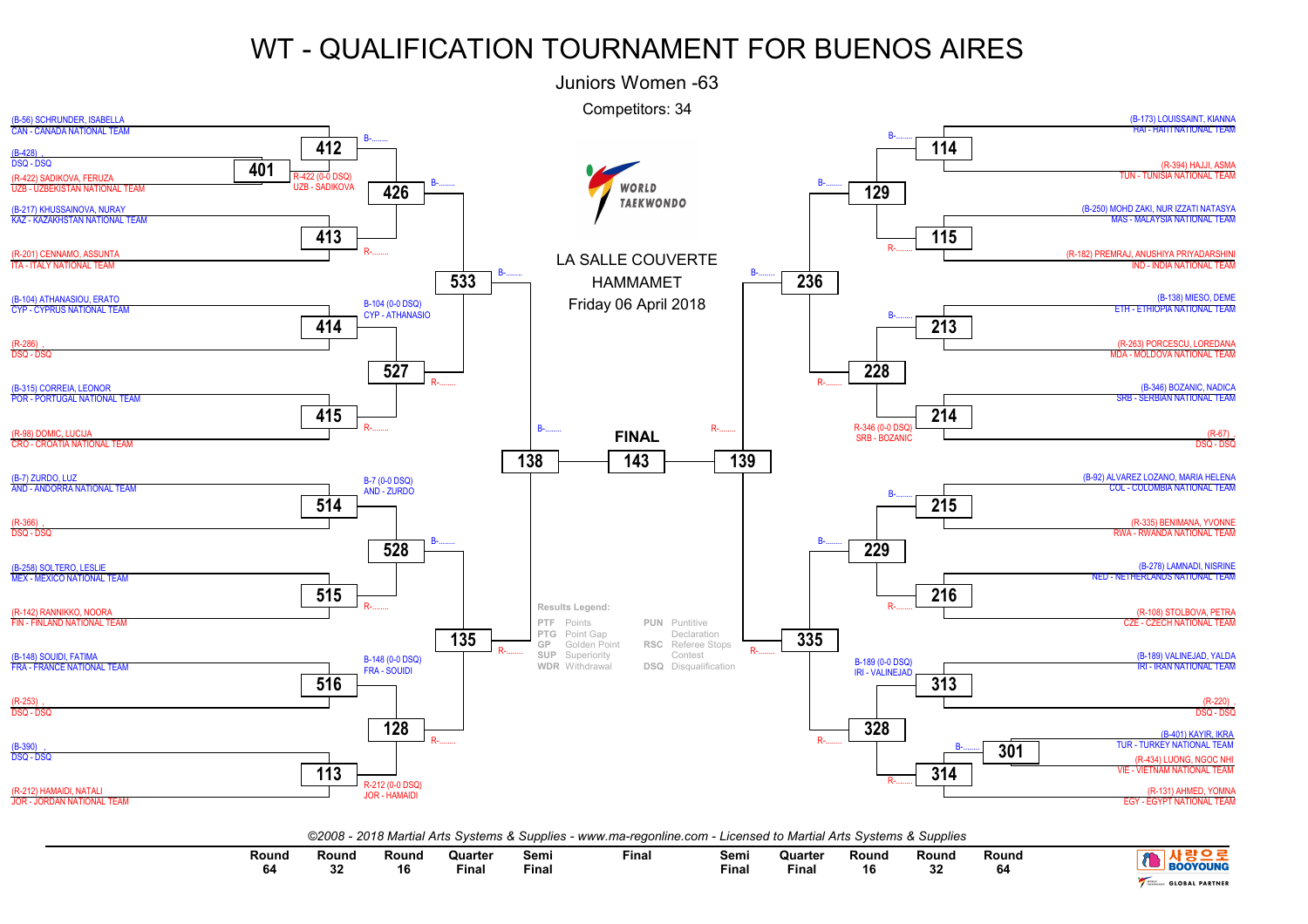# WT - QUALIFICATION TOURNAMENT FOR BUENOS AIRES

## Juniors Women -63

Competitors: 34

LA SALLE COUVERTE
HAMMAMET
Friday 06 April 2018

### Left side of bracket

(B-56) SCHRUNDER, ISABELLA
CAN - CANADA NATIONAL TEAM

412 — B-........

(B-428) ,
DSQ - DSQ

401

(R-422) SADIKOVA, FERUZA
UZB - UZBEKISTAN NATIONAL TEAM

R-422 (0-0 DSQ)
UZB - SADIKOVA

426 — B-........

(B-217) KHUSSAINOVA, NURAY
KAZ - KAZAKHSTAN NATIONAL TEAM

413 — R-........

(R-201) CENNAMO, ASSUNTA
ITA - ITALY NATIONAL TEAM

533 — B-........

(B-104) ATHANASIOU, ERATO
CYP - CYPRUS NATIONAL TEAM

B-104 (0-0 DSQ)
CYP - ATHANASIO

414

(R-286) ,
DSQ - DSQ

527 — R-........

(B-315) CORREIA, LEONOR
POR - PORTUGAL NATIONAL TEAM

415 — R-........

(R-98) DOMIC, LUCIJA
CRO - CROATIA NATIONAL TEAM

138 — B-........

(B-7) ZURDO, LUZ
AND - ANDORRA NATIONAL TEAM

B-7 (0-0 DSQ)
AND - ZURDO

514

(R-366) ,
DSQ - DSQ

528 — B-........

(B-258) SOLTERO, LESLIE
MEX - MEXICO NATIONAL TEAM

515 — R-........

(R-142) RANNIKKO, NOORA
FIN - FINLAND NATIONAL TEAM

135 — R-........

(B-148) SOUIDI, FATIMA
FRA - FRANCE NATIONAL TEAM

B-148 (0-0 DSQ)
FRA - SOUIDI

516

(R-253) ,
DSQ - DSQ

128 — R-........

(B-390) ,
DSQ - DSQ

113

R-212 (0-0 DSQ)
JOR - HAMAIDI

(R-212) HAMAIDI, NATALI
JOR - JORDAN NATIONAL TEAM

### FINAL

143

### Right side of bracket

139 — R-........

(B-173) LOUISSAINT, KIANNA
HAI - HAITI NATIONAL TEAM

114 — B-........

(R-394) HAJJI, ASMA
TUN - TUNISIA NATIONAL TEAM

129 — B-........

(B-250) MOHD ZAKI, NUR IZZATI NATASYA
MAS - MALAYSIA NATIONAL TEAM

115 — R-........

(R-182) PREMRAJ, ANUSHIYA PRIYADARSHINI
IND - INDIA NATIONAL TEAM

236 — B-........

(B-138) MIESO, DEME
ETH - ETHIOPIA NATIONAL TEAM

213 — B-........

(R-263) PORCESCU, LOREDANA
MDA - MOLDOVA NATIONAL TEAM

228 — R-........

(B-346) BOZANIC, NADICA
SRB - SERBIAN NATIONAL TEAM

214

R-346 (0-0 DSQ)
SRB - BOZANIC

(R-67) ,
DSQ - DSQ

(B-92) ALVAREZ LOZANO, MARIA HELENA
COL - COLOMBIA NATIONAL TEAM

215 — B-........

(R-335) BENIMANA, YVONNE
RWA - RWANDA NATIONAL TEAM

229 — B-........

(B-278) LAMNADI, NISRINE
NED - NETHERLANDS NATIONAL TEAM

216 — R-........

(R-108) STOLBOVA, PETRA
CZE - CZECH NATIONAL TEAM

335 — R-........

(B-189) VALINEJAD, YALDA
IRI - IRAN NATIONAL TEAM

B-189 (0-0 DSQ)
IRI - VALINEJAD

313

(R-220) ,
DSQ - DSQ

328 — R-........

(B-401) KAYIR, IKRA
TUR - TURKEY NATIONAL TEAM

301 — B-........

(R-434) LUONG, NGOC NHI
VIE - VIETNAM NATIONAL TEAM

314 — R-........

(R-131) AHMED, YOMNA
EGY - EGYPT NATIONAL TEAM

### Results Legend:

| | | | |
|---|---|---|---|
| PTF | Points | PUN | Puntitive Declaration |
| PTG | Point Gap | RSC | Referee Stops Contest |
| GP | Golden Point | DSQ | Disqualification |
| SUP | Superiority | | |
| WDR | Withdrawal | | |

*©2008 - 2018 Martial Arts Systems & Supplies - www.ma-regonline.com - Licensed to Martial Arts Systems & Supplies*

| Round 64 | Round 32 | Round 16 | Quarter Final | Semi Final | Final | Semi Final | Quarter Final | Round 16 | Round 32 | Round 64 |
|---|---|---|---|---|---|---|---|---|---|---|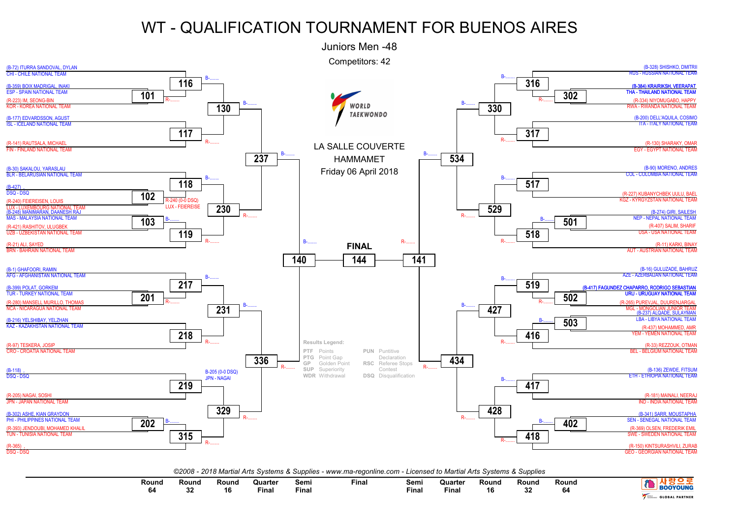# WT - QUALIFICATION TOURNAMENT FOR BUENOS AIRES

## Juniors Men -48

Competitors: 42

LA SALLE COUVERTE
HAMMAMET
Friday 06 April 2018

### Left side of bracket

- (B-72) ITURRA SANDOVAL, DYLAN — CHI - CHILE NATIONAL TEAM
- (B-359) BOIX MADRIGAL, INAKI — ESP - SPAIN NATIONAL TEAM
- (R-223) IM, SEONG-BIN — KOR - KOREA NATIONAL TEAM
- (B-177) EDVARDSSON, AGUST — ISL - ICELAND NATIONAL TEAM
- (R-141) RAUTSALA, MICHAEL — FIN - FINLAND NATIONAL TEAM
- (B-30) SAKALOU, YARASLAU — BLR - BELARUSIAN NATIONAL TEAM
- (B-427) , — DSQ - DSQ
- (R-240) FEIEREISEN, LOUIS — LUX - LUXEMBOURG NATIONAL TEAM
- (B-248) MANIMARAN, DAANESH RAJ — MAS - MALAYSIA NATIONAL TEAM
- (R-421) RASHITOV, ULUGBEK — UZB - UZBEKISTAN NATIONAL TEAM
- (R-21) ALI, SAYED — BRN - BAHRAIN NATIONAL TEAM
- (B-1) GHAFOORI, RAMIN — AFG - AFGHANISTAN NATIONAL TEAM
- (B-399) POLAT, GORKEM — TUR - TURKEY NATIONAL TEAM
- (R-280) MANSELL MURILLO, THOMAS — NCA - NICARAGUA NATIONAL TEAM
- (B-216) YELSHIBAY, YELZHAN — KAZ - KAZAKHSTAN NATIONAL TEAM
- (R-97) TESKERA, JOSIP — CRO - CROATIA NATIONAL TEAM
- (B-118) , — DSQ - DSQ
- (R-205) NAGAI, SOSHI — JPN - JAPAN NATIONAL TEAM
- (B-302) ASHE, KIAN GRAYDON — PHI - PHILIPPINES NATIONAL TEAM
- (R-393) JENDOUBI, MOHAMED KHALIL — TUN - TUNISIA NATIONAL TEAM
- (R-365) , — DSQ - DSQ

Results shown: Match 102 — R-240 (0-0 DSQ) LUX - FEIEREISE; Match 219 — B-205 (0-0 DSQ) JPN - NAGAI

### Right side of bracket

- (B-328) SHISHKO, DMITRII — RUS - RUSSIAN NATIONAL TEAM
- **(B-384) KRAIRIKSH, VEERAPAT — THA - THAILAND NATIONAL TEAM**
- (R-334) NIYOMUGABO, HAPPY — RWA - RWANDA NATIONAL TEAM
- (B-200) DELL'AQUILA, COSIMO — ITA - ITALY NATIONAL TEAM
- (R-130) SHARAKY, OMAR — EGY - EGYPT NATIONAL TEAM
- (B-90) MORENO, ANDRES — COL - COLOMBIA NATIONAL TEAM
- (R-227) KUBANYCHBEK UULU, BAEL — KGZ - KYRGYZSTAN NATIONAL TEAM
- (B-274) GIRI, SAILESH — NEP - NEPAL NATIONAL TEAM
- (R-407) SALIM, SHARIF — USA - USA NATIONAL TEAM
- (R-11) KARKI, BINAY — AUT - AUSTRIAN NATIONAL TEAM
- (B-16) GULUZADE, BAHRUZ — AZE - AZERBAIJAN NATIONAL TEAM
- **(B-417) FAGUNDEZ CHAPARRO, RODRIGO SEBASTIAN — URU - URUGUAY NATIONAL TEAM**
- (R-265) PUREVJAL, DUURENJARGAL — MGL - MONGOLIAN JUNIOR TEAM
- (B-237) ALQADE, SULAYMAN — LBA - LIBYA NATIONAL TEAM
- (R-437) MOHAMMED, AMR — YEM - YEMEN NATIONAL TEAM
- (R-33) REZZOUK, OTMAN — BEL - BELGIUM NATIONAL TEAM
- (B-136) ZEWDE, FITSUM — ETH - ETHIOPIA NATIONAL TEAM
- (R-181) MAINALI, NEERAJ — IND - INDIA NATIONAL TEAM
- (B-341) SARR, MOUSTAPHA — SEN - SENEGAL NATIONAL TEAM
- (R-369) OLSEN, FREDERIK EMIL — SWE - SWEDEN NATIONAL TEAM
- (R-150) KINTSURASHVILI, ZURAB — GEO - GEORGIAN NATIONAL TEAM

### Match numbers

| Round | Left side | Right side |
|---|---|---|
| Round 64 | 101, 102, 103, 201, 202 | 302, 501, 502, 503, 402 |
| Round 32 | 116, 117, 118, 119, 217, 218, 219, 315 | 316, 317, 517, 518, 519, 416, 417, 418 |
| Round 16 | 130, 230, 231, 329 | 330, 529, 427, 428 |
| Quarter Final | 237, 336 | 534, 434 |
| Semi Final | 140 | 141 |
| Final | 144 | |

**FINAL**: 144

### Results Legend

| Code | Meaning | Code | Meaning |
|---|---|---|---|
| PTF | Points | PUN | Puntitive Declaration |
| PTG | Point Gap | RSC | Referee Stops Contest |
| GP | Golden Point | DSQ | Disqualification |
| SUP | Superiority | | |
| WDR | Withdrawal | | |

*©2008 - 2018 Martial Arts Systems & Supplies - www.ma-regonline.com - Licensed to Martial Arts Systems & Supplies*

| Round 64 | Round 32 | Round 16 | Quarter Final | Semi Final | Final | Semi Final | Quarter Final | Round 16 | Round 32 | Round 64 |
|---|---|---|---|---|---|---|---|---|---|---|

사랑으로 BOOYOUNG — GLOBAL PARTNER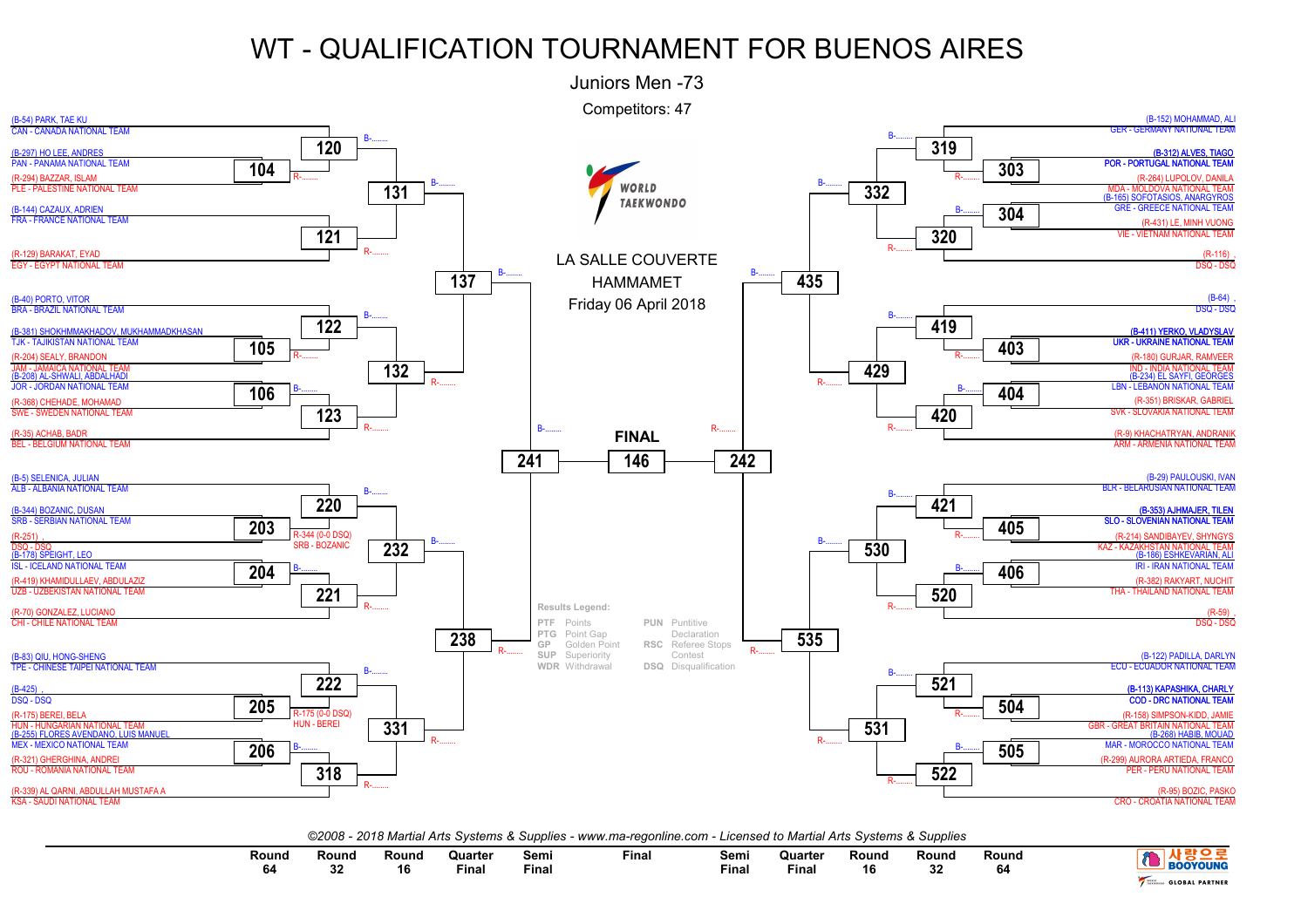# WT - QUALIFICATION TOURNAMENT FOR BUENOS AIRES

## Juniors Men -73

Competitors: 47

LA SALLE COUVERTE
HAMMAMET
Friday 06 April 2018

### Left side of bracket

| Competitor | Team |
|---|---|
| (B-54) PARK, TAE KU | CAN - CANADA NATIONAL TEAM |
| (B-297) HO LEE, ANDRES | PAN - PANAMA NATIONAL TEAM |
| (R-294) BAZZAR, ISLAM | PLE - PALESTINE NATIONAL TEAM |
| (B-144) CAZAUX, ADRIEN | FRA - FRANCE NATIONAL TEAM |
| (R-129) BARAKAT, EYAD | EGY - EGYPT NATIONAL TEAM |
| (B-40) PORTO, VITOR | BRA - BRAZIL NATIONAL TEAM |
| (B-381) SHOKHMMAKHADOV, MUKHAMMADKHASAN | TJK - TAJIKISTAN NATIONAL TEAM |
| (R-204) SEALY, BRANDON | JAM - JAMAICA NATIONAL TEAM |
| (B-208) AL-SHWALI, ABDALHADI | JOR - JORDAN NATIONAL TEAM |
| (R-368) CHEHADE, MOHAMAD | SWE - SWEDEN NATIONAL TEAM |
| (R-35) ACHAB, BADR | BEL - BELGIUM NATIONAL TEAM |
| (B-5) SELENICA, JULIAN | ALB - ALBANIA NATIONAL TEAM |
| (B-344) BOZANIC, DUSAN | SRB - SERBIAN NATIONAL TEAM |
| (R-251) , | DSQ - DSQ |
| (B-178) SPEIGHT, LEO | ISL - ICELAND NATIONAL TEAM |
| (R-419) KHAMIDULLAEV, ABDULAZIZ | UZB - UZBEKISTAN NATIONAL TEAM |
| (R-70) GONZALEZ, LUCIANO | CHI - CHILE NATIONAL TEAM |
| (B-83) QIU, HONG-SHENG | TPE - CHINESE TAIPEI NATIONAL TEAM |
| (B-425) , | DSQ - DSQ |
| (R-175) BEREI, BELA | HUN - HUNGARIAN NATIONAL TEAM |
| (B-255) FLORES AVENDANO, LUIS MANUEL | MEX - MEXICO NATIONAL TEAM |
| (R-321) GHERGHINA, ANDREI | ROU - ROMANIA NATIONAL TEAM |
| (R-339) AL QARNI, ABDULLAH MUSTAFA A | KSA - SAUDI NATIONAL TEAM |

Match numbers (left): 104, 105, 106, 120, 121, 122, 123, 131, 132, 137, 203, 204, 205, 206, 220, 221, 222, 318, 232, 331, 238, 241

Results: Match 203: R-344 (0-0 DSQ) SRB - BOZANIC; Match 205: R-175 (0-0 DSQ) HUN - BEREI

### Right side of bracket

| Competitor | Team |
|---|---|
| (B-152) MOHAMMAD, ALI | GER - GERMANY NATIONAL TEAM |
| (B-312) ALVES, TIAGO | POR - PORTUGAL NATIONAL TEAM |
| (R-264) LUPOLOV, DANILA | MDA - MOLDOVA NATIONAL TEAM |
| (B-165) SOFOTASIOS, ANARGYROS | GRE - GREECE NATIONAL TEAM |
| (R-431) LE, MINH VUONG | VIE - VIETNAM NATIONAL TEAM |
| (R-116) , | DSQ - DSQ |
| (B-64) , | DSQ - DSQ |
| (B-411) YERKO, VLADYSLAV | UKR - UKRAINE NATIONAL TEAM |
| (R-180) GURJAR, RAMVEER | IND - INDIA NATIONAL TEAM |
| (B-234) EL SAYFI, GEORGES | LBN - LEBANON NATIONAL TEAM |
| (R-351) BRISKAR, GABRIEL | SVK - SLOVAKIA NATIONAL TEAM |
| (R-9) KHACHATRYAN, ANDRANIK | ARM - ARMENIA NATIONAL TEAM |
| (B-29) PAULOUSKI, IVAN | BLR - BELARUSIAN NATIONAL TEAM |
| (B-353) AJHMAJER, TILEN | SLO - SLOVENIAN NATIONAL TEAM |
| (R-214) SANDIBAYEV, SHYNGYS | KAZ - KAZAKHSTAN NATIONAL TEAM |
| (B-186) ESHKEVARIAN, ALI | IRI - IRAN NATIONAL TEAM |
| (R-382) RAKYART, NUCHIT | THA - THAILAND NATIONAL TEAM |
| (R-59) , | DSQ - DSQ |
| (B-122) PADILLA, DARLYN | ECU - ECUADOR NATIONAL TEAM |
| (B-113) KAPASHIKA, CHARLY | COD - DRC NATIONAL TEAM |
| (R-158) SIMPSON-KIDD, JAMIE | GBR - GREAT BRITAIN NATIONAL TEAM |
| (B-268) HABIB, MOUAD | MAR - MOROCCO NATIONAL TEAM |
| (R-299) AURORA ARTIEDA, FRANCO | PER - PERU NATIONAL TEAM |
| (R-95) BOZIC, PASKO | CRO - CROATIA NATIONAL TEAM |

Match numbers (right): 303, 304, 319, 320, 332, 403, 404, 419, 420, 429, 435, 405, 406, 421, 520, 530, 504, 505, 521, 522, 531, 535, 242

**FINAL** 146

**Results Legend:**

| Code | Meaning | Code | Meaning |
|---|---|---|---|
| PTF | Points | PUN | Puntitive Declaration |
| PTG | Point Gap | RSC | Referee Stops Contest |
| GP | Golden Point | DSQ | Disqualification |
| SUP | Superiority | | |
| WDR | Withdrawal | | |

Round 64 | Round 32 | Round 16 | Quarter Final | Semi Final | Final | Semi Final | Quarter Final | Round 16 | Round 32 | Round 64

*©2008 - 2018 Martial Arts Systems & Supplies - www.ma-regonline.com - Licensed to Martial Arts Systems & Supplies*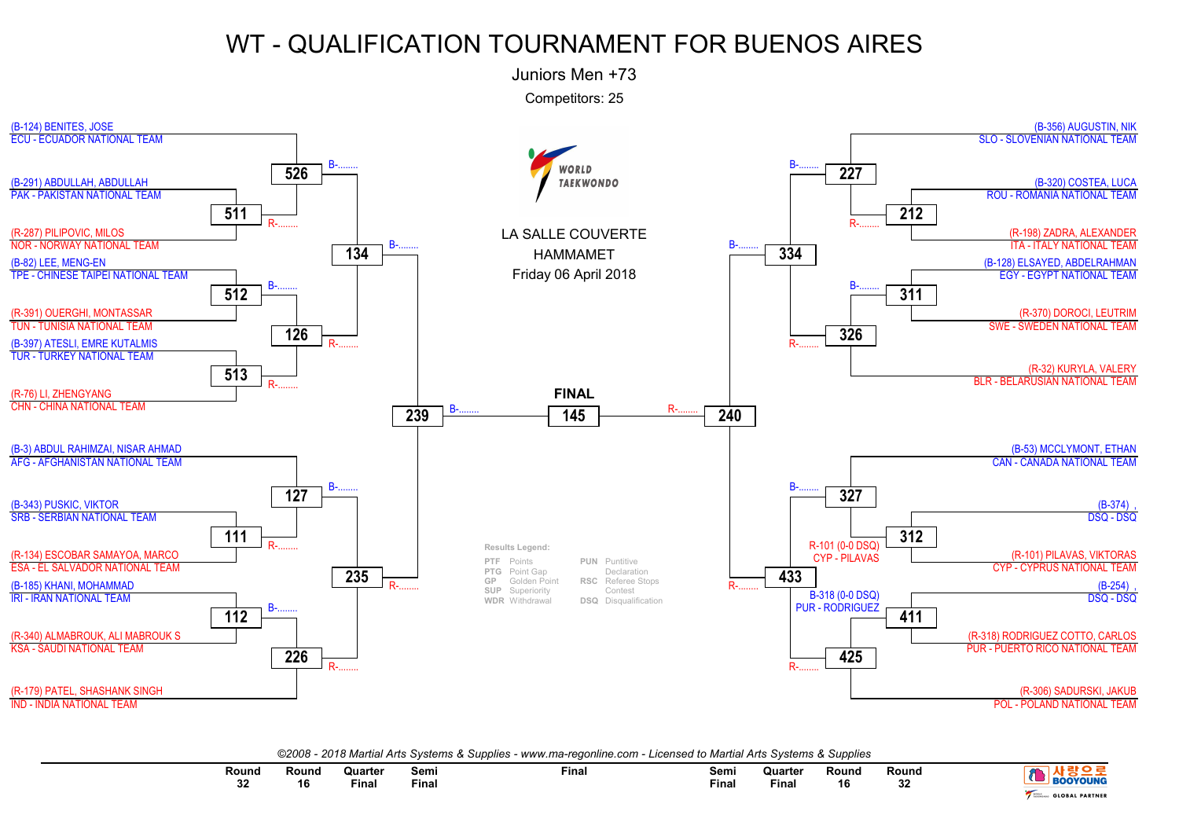# WT - QUALIFICATION TOURNAMENT FOR BUENOS AIRES

Juniors Men +73

Competitors: 25

WORLD TAEKWONDO

LA SALLE COUVERTE
HAMMAMET
Friday 06 April 2018

(B-124) BENITES, JOSE
ECU - ECUADOR NATIONAL TEAM

526

B-........

(B-291) ABDULLAH, ABDULLAH
PAK - PAKISTAN NATIONAL TEAM

511

R-........

(R-287) PILIPOVIC, MILOS
NOR - NORWAY NATIONAL TEAM

134

B-........

(B-82) LEE, MENG-EN
TPE - CHINESE TAIPEI NATIONAL TEAM

512

B-........

(R-391) OUERGHI, MONTASSAR
TUN - TUNISIA NATIONAL TEAM

126

R-........

(B-397) ATESLI, EMRE KUTALMIS
TUR - TURKEY NATIONAL TEAM

513

R-........

(R-76) LI, ZHENGYANG
CHN - CHINA NATIONAL TEAM

239

B-........

**FINAL**

145

R-........

240

(B-3) ABDUL RAHIMZAI, NISAR AHMAD
AFG - AFGHANISTAN NATIONAL TEAM

127

B-........

(B-343) PUSKIC, VIKTOR
SRB - SERBIAN NATIONAL TEAM

111

R-........

(R-134) ESCOBAR SAMAYOA, MARCO
ESA - EL SALVADOR NATIONAL TEAM

235

R-........

(B-185) KHANI, MOHAMMAD
IRI - IRAN NATIONAL TEAM

112

B-........

(R-340) ALMABROUK, ALI MABROUK S
KSA - SAUDI NATIONAL TEAM

226

R-........

(R-179) PATEL, SHASHANK SINGH
IND - INDIA NATIONAL TEAM

(B-356) AUGUSTIN, NIK
SLO - SLOVENIAN NATIONAL TEAM

227

B-........

(B-320) COSTEA, LUCA
ROU - ROMANIA NATIONAL TEAM

212

R-........

(R-198) ZADRA, ALEXANDER
ITA - ITALY NATIONAL TEAM

334

B-........

(B-128) ELSAYED, ABDELRAHMAN
EGY - EGYPT NATIONAL TEAM

311

B-........

(R-370) DOROCI, LEUTRIM
SWE - SWEDEN NATIONAL TEAM

326

R-........

(R-32) KURYLA, VALERY
BLR - BELARUSIAN NATIONAL TEAM

(B-53) MCCLYMONT, ETHAN
CAN - CANADA NATIONAL TEAM

327

B-........

(B-374) ,
DSQ - DSQ

312

R-101 (0-0 DSQ)
CYP - PILAVAS

(R-101) PILAVAS, VIKTORAS
CYP - CYPRUS NATIONAL TEAM

433

R-........

(B-254) ,
DSQ - DSQ

B-318 (0-0 DSQ)
PUR - RODRIGUEZ

411

(R-318) RODRIGUEZ COTTO, CARLOS
PUR - PUERTO RICO NATIONAL TEAM

425

R-........

(R-306) SADURSKI, JAKUB
POL - POLAND NATIONAL TEAM

**Results Legend:**

| | | | |
|---|---|---|---|
| PTF | Points | PUN | Puntitive Declaration |
| PTG | Point Gap | | |
| GP | Golden Point | RSC | Referee Stops Contest |
| SUP | Superiority | | |
| WDR | Withdrawal | DSQ | Disqualification |

*©2008 - 2018 Martial Arts Systems & Supplies - www.ma-regonline.com - Licensed to Martial Arts Systems & Supplies*

Round 32 | Round 16 | Quarter Final | Semi Final | Final | Semi Final | Quarter Final | Round 16 | Round 32

사랑으로 BOOYOUNG
GLOBAL PARTNER